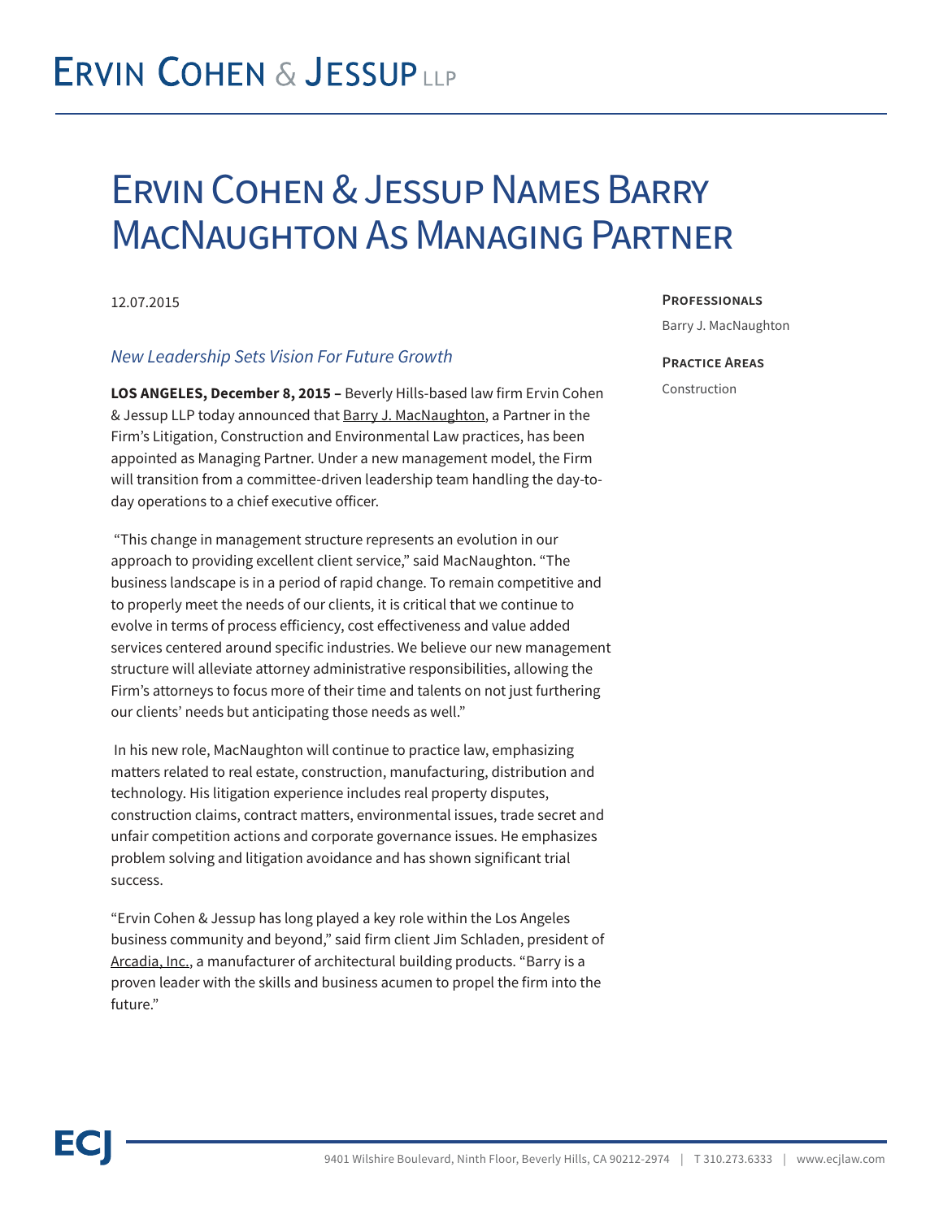# Ervin Cohen & Jessup Names Barry MacNaughton As Managing Partner

12.07.2015

**Professionals**

Barry J. MacNaughton

**Practice Areas**

Construction

*New Leadership Sets Vision For Future Growth*

**LOS ANGELES, December 8, 2015 –** Beverly Hills-based law firm Ervin Cohen & Jessup LLP today announced that Barry J. MacNaughton, a Partner in the Firm's Litigation, Construction and Environmental Law practices, has been appointed as Managing Partner. Under a new management model, the Firm will transition from a committee-driven leadership team handling the day-to-day operations to a chief executive officer.

"This change in management structure represents an evolution in our approach to providing excellent client service," said MacNaughton. "The business landscape is in a period of rapid change. To remain competitive and to properly meet the needs of our clients, it is critical that we continue to evolve in terms of process efficiency, cost effectiveness and value added services centered around specific industries. We believe our new management structure will alleviate attorney administrative responsibilities, allowing the Firm's attorneys to focus more of their time and talents on not just furthering our clients' needs but anticipating those needs as well."

In his new role, MacNaughton will continue to practice law, emphasizing matters related to real estate, construction, manufacturing, distribution and technology. His litigation experience includes real property disputes, construction claims, contract matters, environmental issues, trade secret and unfair competition actions and corporate governance issues. He emphasizes problem solving and litigation avoidance and has shown significant trial success.

"Ervin Cohen & Jessup has long played a key role within the Los Angeles business community and beyond," said firm client Jim Schladen, president of Arcadia, Inc., a manufacturer of architectural building products. "Barry is a proven leader with the skills and business acumen to propel the firm into the future."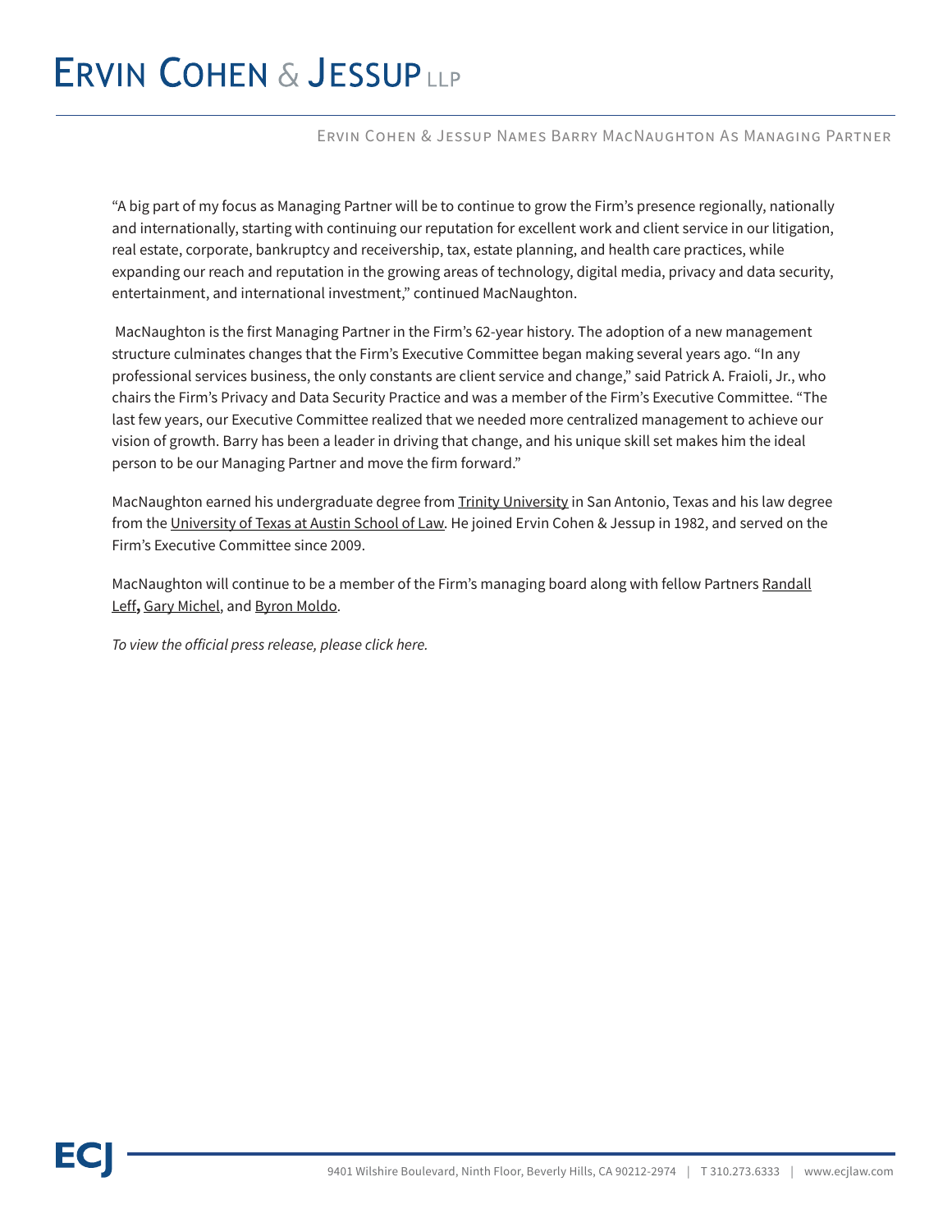"A big part of my focus as Managing Partner will be to continue to grow the Firm's presence regionally, nationally and internationally, starting with continuing our reputation for excellent work and client service in our litigation, real estate, corporate, bankruptcy and receivership, tax, estate planning, and health care practices, while expanding our reach and reputation in the growing areas of technology, digital media, privacy and data security, entertainment, and international investment," continued MacNaughton.

MacNaughton is the first Managing Partner in the Firm's 62-year history. The adoption of a new management structure culminates changes that the Firm's Executive Committee began making several years ago. "In any professional services business, the only constants are client service and change," said Patrick A. Fraioli, Jr., who chairs the Firm's Privacy and Data Security Practice and was a member of the Firm's Executive Committee. "The last few years, our Executive Committee realized that we needed more centralized management to achieve our vision of growth. Barry has been a leader in driving that change, and his unique skill set makes him the ideal person to be our Managing Partner and move the firm forward."

MacNaughton earned his undergraduate degree from Trinity University in San Antonio, Texas and his law degree from the University of Texas at Austin School of Law. He joined Ervin Cohen & Jessup in 1982, and served on the Firm's Executive Committee since 2009.

MacNaughton will continue to be a member of the Firm's managing board along with fellow Partners Randall Leff, Gary Michel, and Byron Moldo.

*To view the official press release, please click here.*